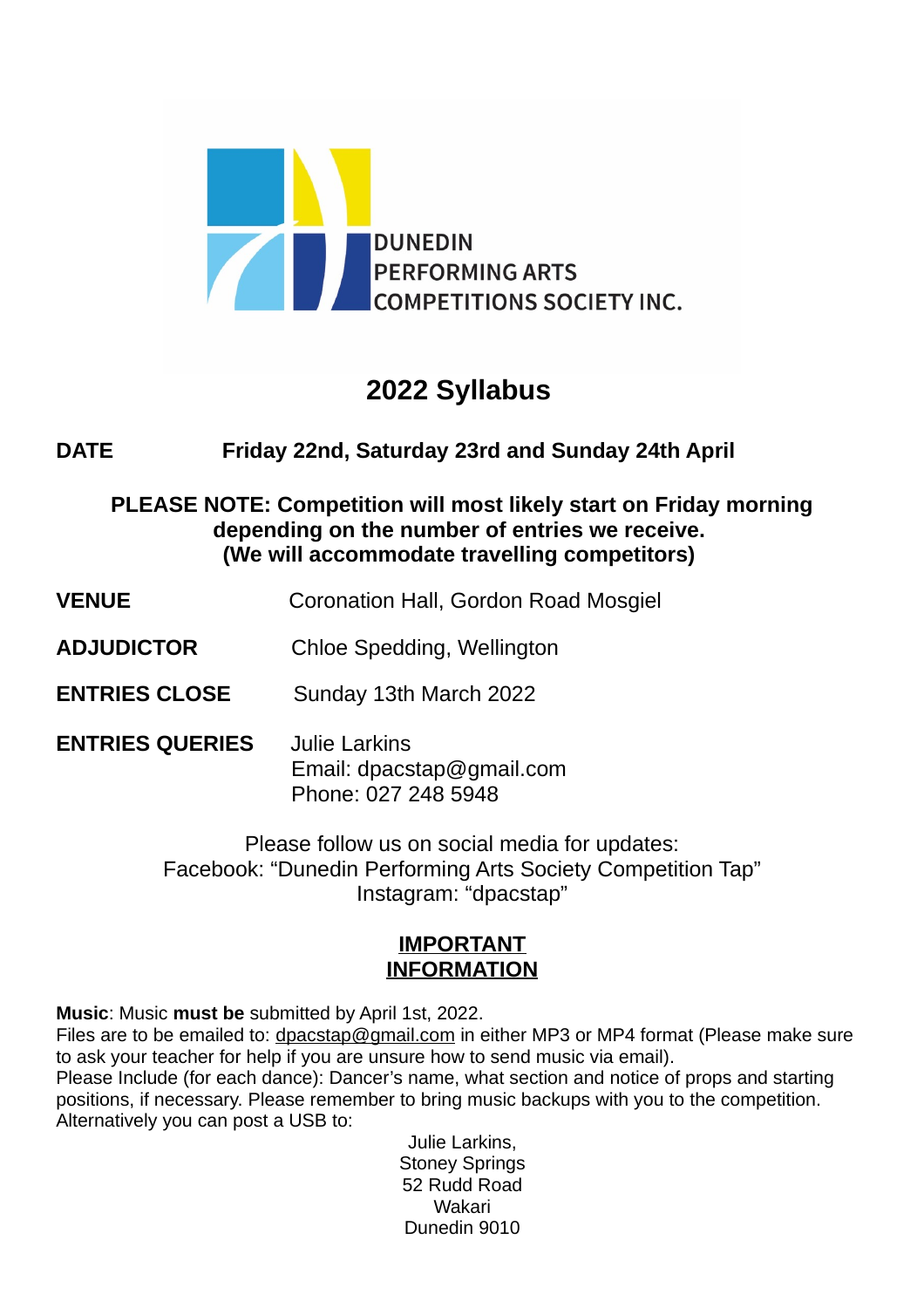DUNEDIN
PERFORMING ARTS
COMPETITIONS SOCIETY INC.

# 2022 Syllabus

**DATE** **Friday 22nd, Saturday 23rd and Sunday 24th April**

**PLEASE NOTE: Competition will most likely start on Friday morning depending on the number of entries we receive.**
**(We will accommodate travelling competitors)**

**VENUE** Coronation Hall, Gordon Road Mosgiel

**ADJUDICTOR** Chloe Spedding, Wellington

**ENTRIES CLOSE** Sunday 13th March 2022

**ENTRIES QUERIES** Julie Larkins
Email: dpacstap@gmail.com
Phone: 027 248 5948

Please follow us on social media for updates:
Facebook: "Dunedin Performing Arts Society Competition Tap"
Instagram: "dpacstap"

## IMPORTANT INFORMATION

**Music**: Music **must be** submitted by April 1st, 2022.
Files are to be emailed to: dpacstap@gmail.com in either MP3 or MP4 format (Please make sure to ask your teacher for help if you are unsure how to send music via email).
Please Include (for each dance): Dancer's name, what section and notice of props and starting positions, if necessary. Please remember to bring music backups with you to the competition.
Alternatively you can post a USB to:

Julie Larkins,
Stoney Springs
52 Rudd Road
Wakari
Dunedin 9010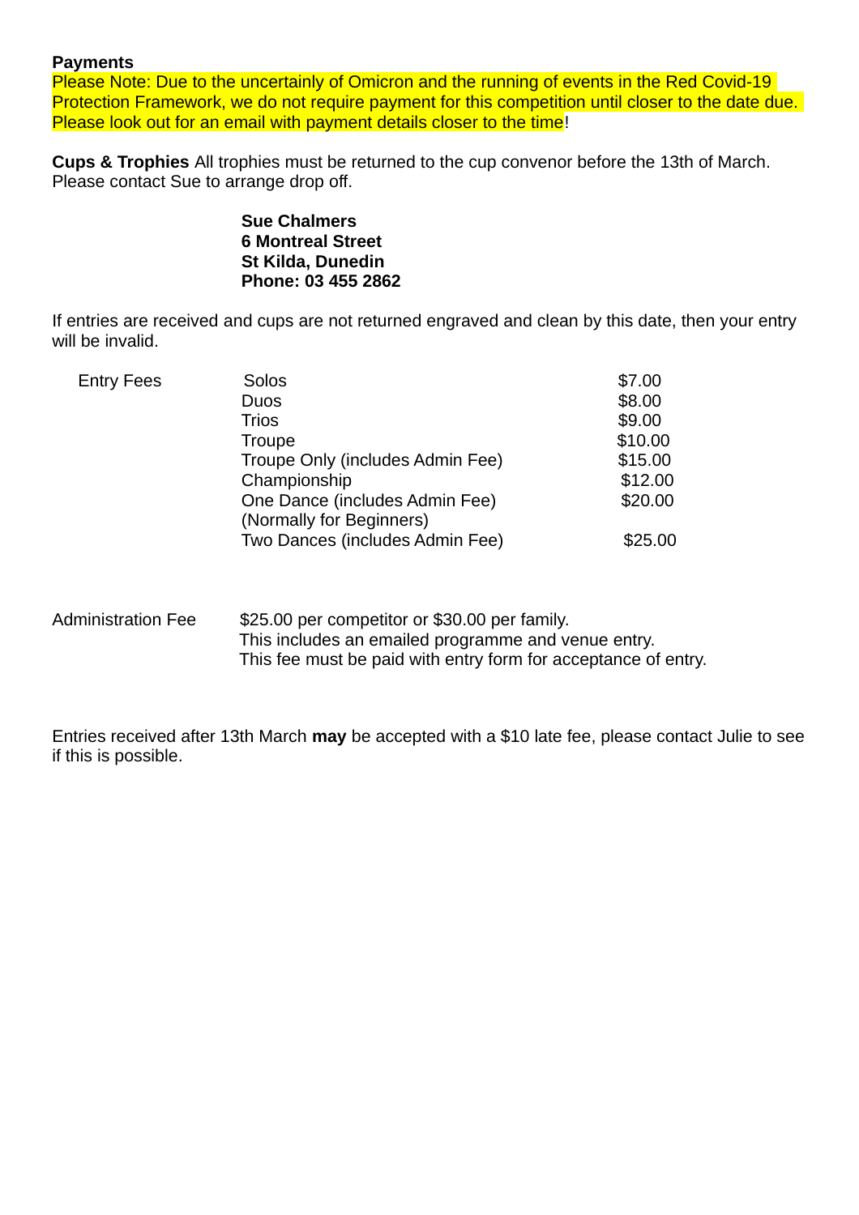**Payments**

Please Note: Due to the uncertainly of Omicron and the running of events in the Red Covid-19 Protection Framework, we do not require payment for this competition until closer to the date due. Please look out for an email with payment details closer to the time!

**Cups & Trophies** All trophies must be returned to the cup convenor before the 13th of March. Please contact Sue to arrange drop off.

**Sue Chalmers**
**6 Montreal Street**
**St Kilda, Dunedin**
**Phone: 03 455 2862**

If entries are received and cups are not returned engraved and clean by this date, then your entry will be invalid.

| Entry Fees | | |
|---|---|---|
| | Solos | $7.00 |
| | Duos | $8.00 |
| | Trios | $9.00 |
| | Troupe | $10.00 |
| | Troupe Only (includes Admin Fee) | $15.00 |
| | Championship | $12.00 |
| | One Dance (includes Admin Fee) (Normally for Beginners) | $20.00 |
| | Two Dances (includes Admin Fee) | $25.00 |

Administration Fee: $25.00 per competitor or $30.00 per family.
This includes an emailed programme and venue entry.
This fee must be paid with entry form for acceptance of entry.

Entries received after 13th March **may** be accepted with a $10 late fee, please contact Julie to see if this is possible.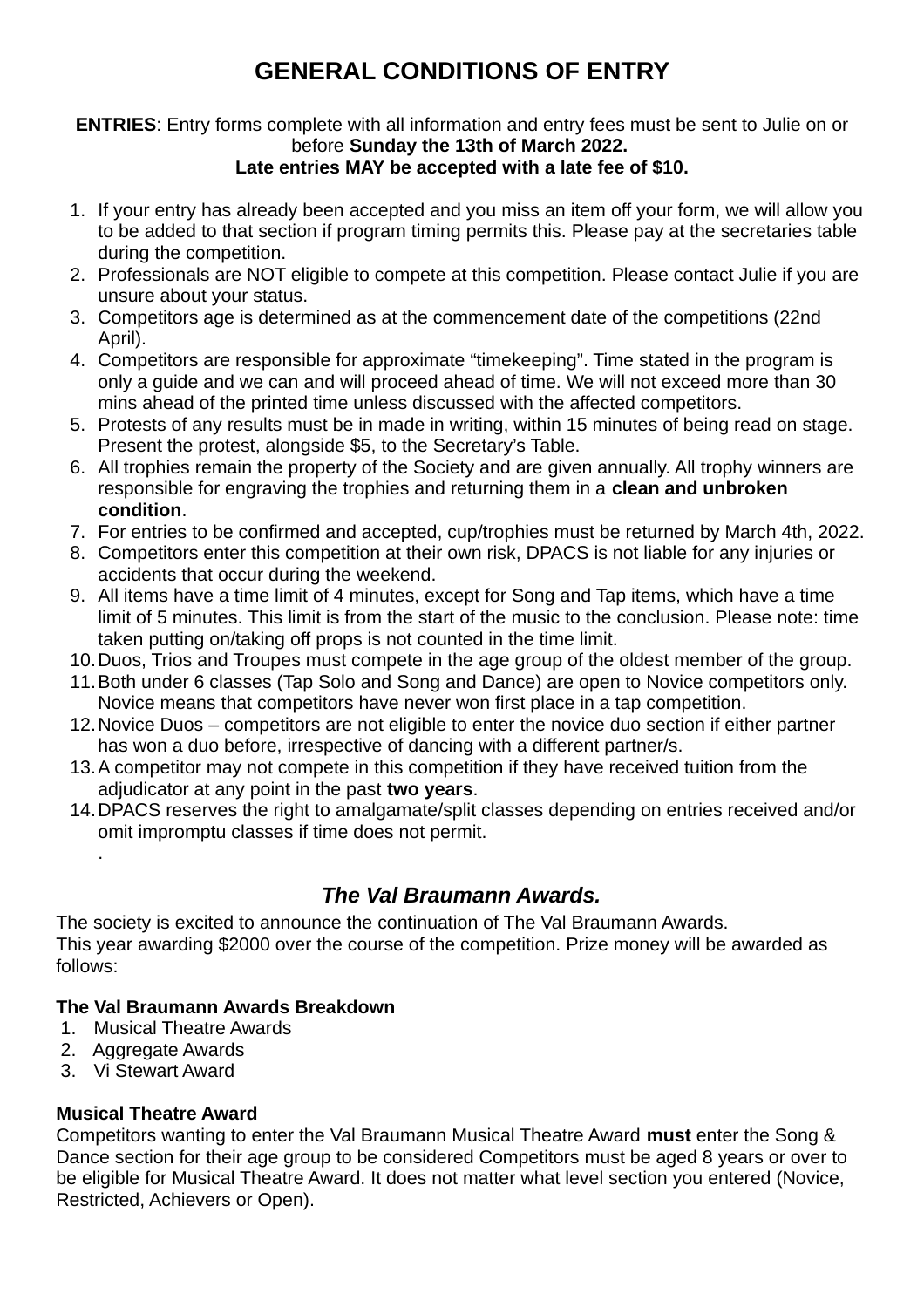# GENERAL CONDITIONS OF ENTRY

**ENTRIES**: Entry forms complete with all information and entry fees must be sent to Julie on or before **Sunday the 13th of March 2022.**
**Late entries MAY be accepted with a late fee of $10.**

1. If your entry has already been accepted and you miss an item off your form, we will allow you to be added to that section if program timing permits this. Please pay at the secretaries table during the competition.
2. Professionals are NOT eligible to compete at this competition. Please contact Julie if you are unsure about your status.
3. Competitors age is determined as at the commencement date of the competitions (22nd April).
4. Competitors are responsible for approximate "timekeeping". Time stated in the program is only a guide and we can and will proceed ahead of time. We will not exceed more than 30 mins ahead of the printed time unless discussed with the affected competitors.
5. Protests of any results must be in made in writing, within 15 minutes of being read on stage. Present the protest, alongside $5, to the Secretary's Table.
6. All trophies remain the property of the Society and are given annually. All trophy winners are responsible for engraving the trophies and returning them in a **clean and unbroken condition**.
7. For entries to be confirmed and accepted, cup/trophies must be returned by March 4th, 2022.
8. Competitors enter this competition at their own risk, DPACS is not liable for any injuries or accidents that occur during the weekend.
9. All items have a time limit of 4 minutes, except for Song and Tap items, which have a time limit of 5 minutes. This limit is from the start of the music to the conclusion. Please note: time taken putting on/taking off props is not counted in the time limit.
10. Duos, Trios and Troupes must compete in the age group of the oldest member of the group.
11. Both under 6 classes (Tap Solo and Song and Dance) are open to Novice competitors only. Novice means that competitors have never won first place in a tap competition.
12. Novice Duos – competitors are not eligible to enter the novice duo section if either partner has won a duo before, irrespective of dancing with a different partner/s.
13. A competitor may not compete in this competition if they have received tuition from the adjudicator at any point in the past **two years**.
14. DPACS reserves the right to amalgamate/split classes depending on entries received and/or omit impromptu classes if time does not permit.
    .

## *The Val Braumann Awards.*

The society is excited to announce the continuation of The Val Braumann Awards.
This year awarding $2000 over the course of the competition. Prize money will be awarded as follows:

**The Val Braumann Awards Breakdown**

1. Musical Theatre Awards
2. Aggregate Awards
3. Vi Stewart Award

**Musical Theatre Award**
Competitors wanting to enter the Val Braumann Musical Theatre Award **must** enter the Song & Dance section for their age group to be considered Competitors must be aged 8 years or over to be eligible for Musical Theatre Award. It does not matter what level section you entered (Novice, Restricted, Achievers or Open).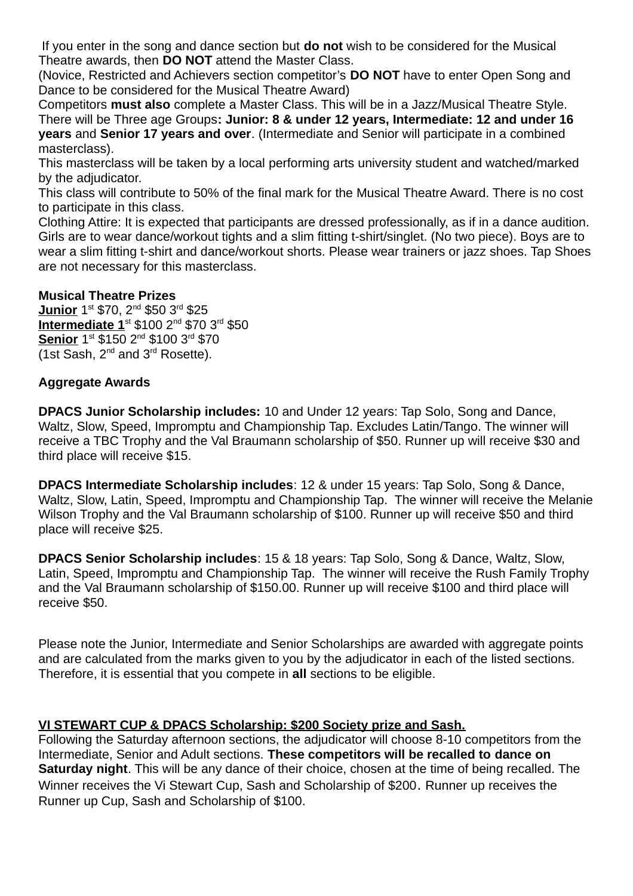If you enter in the song and dance section but **do not** wish to be considered for the Musical Theatre awards, then **DO NOT** attend the Master Class.

(Novice, Restricted and Achievers section competitor's **DO NOT** have to enter Open Song and Dance to be considered for the Musical Theatre Award)

Competitors **must also** complete a Master Class. This will be in a Jazz/Musical Theatre Style. There will be Three age Groups**: Junior: 8 & under 12 years, Intermediate: 12 and under 16 years** and **Senior 17 years and over**. (Intermediate and Senior will participate in a combined masterclass).

This masterclass will be taken by a local performing arts university student and watched/marked by the adjudicator.

This class will contribute to 50% of the final mark for the Musical Theatre Award. There is no cost to participate in this class.

Clothing Attire: It is expected that participants are dressed professionally, as if in a dance audition. Girls are to wear dance/workout tights and a slim fitting t-shirt/singlet. (No two piece). Boys are to wear a slim fitting t-shirt and dance/workout shorts. Please wear trainers or jazz shoes. Tap Shoes are not necessary for this masterclass.

**Musical Theatre Prizes**

**Junior** 1st $70, 2nd $50 3rd $25

**Intermediate 1**st $100 2nd $70 3rd $50

**Senior** 1st $150 2nd $100 3rd $70

(1st Sash, 2nd and 3rd Rosette).

**Aggregate Awards**

**DPACS Junior Scholarship includes:** 10 and Under 12 years: Tap Solo, Song and Dance, Waltz, Slow, Speed, Impromptu and Championship Tap. Excludes Latin/Tango. The winner will receive a TBC Trophy and the Val Braumann scholarship of $50. Runner up will receive $30 and third place will receive $15.

**DPACS Intermediate Scholarship includes**: 12 & under 15 years: Tap Solo, Song & Dance, Waltz, Slow, Latin, Speed, Impromptu and Championship Tap. The winner will receive the Melanie Wilson Trophy and the Val Braumann scholarship of $100. Runner up will receive $50 and third place will receive $25.

**DPACS Senior Scholarship includes**: 15 & 18 years: Tap Solo, Song & Dance, Waltz, Slow, Latin, Speed, Impromptu and Championship Tap. The winner will receive the Rush Family Trophy and the Val Braumann scholarship of $150.00. Runner up will receive $100 and third place will receive $50.

Please note the Junior, Intermediate and Senior Scholarships are awarded with aggregate points and are calculated from the marks given to you by the adjudicator in each of the listed sections. Therefore, it is essential that you compete in **all** sections to be eligible.

**VI STEWART CUP & DPACS Scholarship: $200 Society prize and Sash.**

Following the Saturday afternoon sections, the adjudicator will choose 8-10 competitors from the Intermediate, Senior and Adult sections. **These competitors will be recalled to dance on Saturday night**. This will be any dance of their choice, chosen at the time of being recalled. The Winner receives the Vi Stewart Cup, Sash and Scholarship of $200. Runner up receives the Runner up Cup, Sash and Scholarship of $100.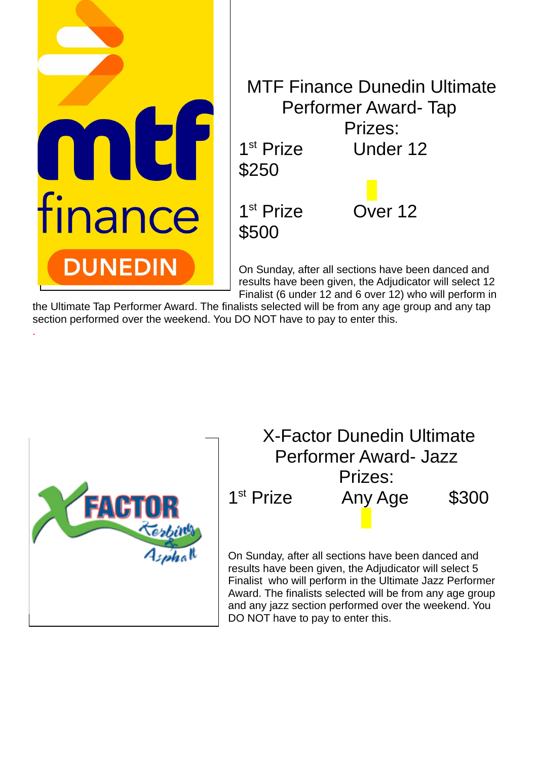## MTF Finance Dunedin Ultimate Performer Award- Tap

Prizes:

| 1st Prize | Under 12 | $250 |
|---|---|---|
| 1st Prize | Over 12 | $500 |

On Sunday, after all sections have been danced and results have been given, the Adjudicator will select 12 Finalist (6 under 12 and 6 over 12) who will perform in the Ultimate Tap Performer Award. The finalists selected will be from any age group and any tap section performed over the weekend. You DO NOT have to pay to enter this.

## X-Factor Dunedin Ultimate Performer Award- Jazz

Prizes:

| 1st Prize | Any Age | $300 |
|---|---|---|

On Sunday, after all sections have been danced and results have been given, the Adjudicator will select 5 Finalist who will perform in the Ultimate Jazz Performer Award. The finalists selected will be from any age group and any jazz section performed over the weekend. You DO NOT have to pay to enter this.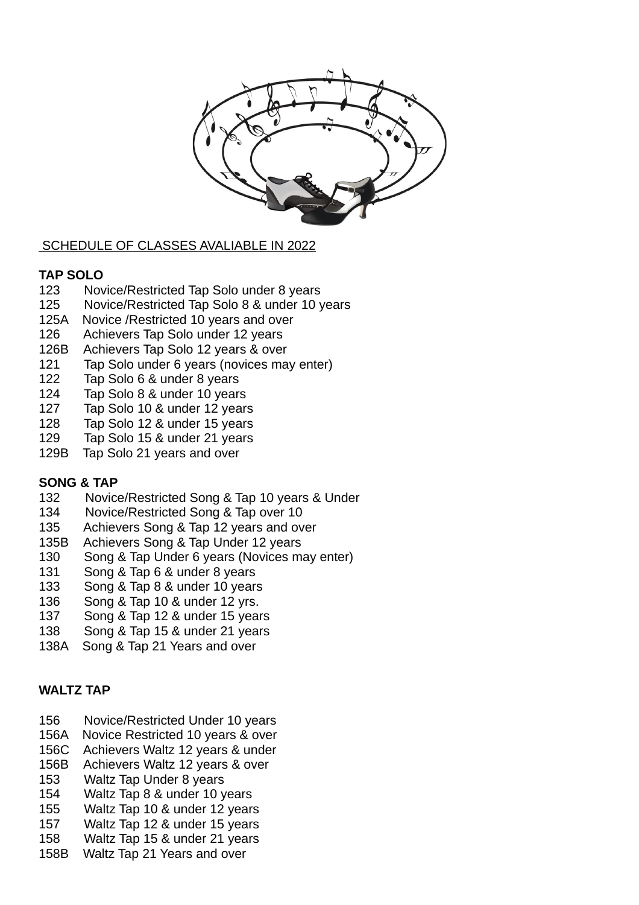SCHEDULE OF CLASSES AVALIABLE IN 2022

**TAP SOLO**

123 Novice/Restricted Tap Solo under 8 years
125 Novice/Restricted Tap Solo 8 & under 10 years
125A Novice /Restricted 10 years and over
126 Achievers Tap Solo under 12 years
126B Achievers Tap Solo 12 years & over
121 Tap Solo under 6 years (novices may enter)
122 Tap Solo 6 & under 8 years
124 Tap Solo 8 & under 10 years
127 Tap Solo 10 & under 12 years
128 Tap Solo 12 & under 15 years
129 Tap Solo 15 & under 21 years
129B Tap Solo 21 years and over

**SONG & TAP**

132 Novice/Restricted Song & Tap 10 years & Under
134 Novice/Restricted Song & Tap over 10
135 Achievers Song & Tap 12 years and over
135B Achievers Song & Tap Under 12 years
130 Song & Tap Under 6 years (Novices may enter)
131 Song & Tap 6 & under 8 years
133 Song & Tap 8 & under 10 years
136 Song & Tap 10 & under 12 yrs.
137 Song & Tap 12 & under 15 years
138 Song & Tap 15 & under 21 years
138A Song & Tap 21 Years and over

**WALTZ TAP**

156 Novice/Restricted Under 10 years
156A Novice Restricted 10 years & over
156C Achievers Waltz 12 years & under
156B Achievers Waltz 12 years & over
153 Waltz Tap Under 8 years
154 Waltz Tap 8 & under 10 years
155 Waltz Tap 10 & under 12 years
157 Waltz Tap 12 & under 15 years
158 Waltz Tap 15 & under 21 years
158B Waltz Tap 21 Years and over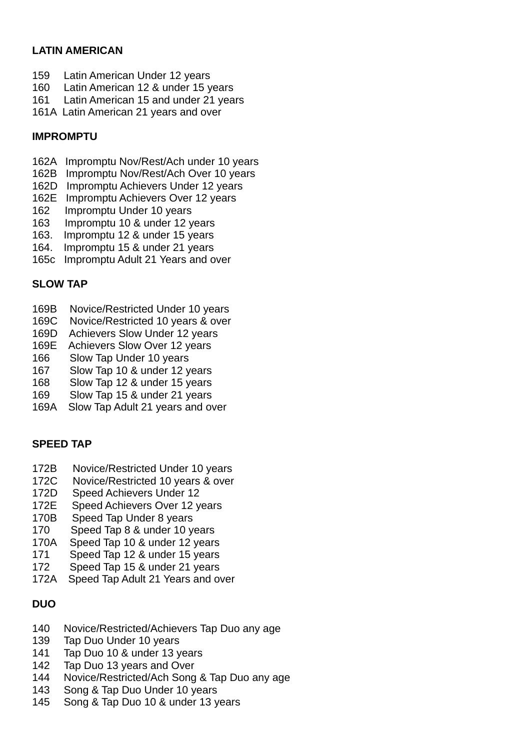**LATIN AMERICAN**

159 Latin American Under 12 years
160 Latin American 12 & under 15 years
161 Latin American 15 and under 21 years
161A Latin American 21 years and over

**IMPROMPTU**

162A Impromptu Nov/Rest/Ach under 10 years
162B Impromptu Nov/Rest/Ach Over 10 years
162D Impromptu Achievers Under 12 years
162E Impromptu Achievers Over 12 years
162 Impromptu Under 10 years
163 Impromptu 10 & under 12 years
163. Impromptu 12 & under 15 years
164. Impromptu 15 & under 21 years
165c Impromptu Adult 21 Years and over

**SLOW TAP**

169B Novice/Restricted Under 10 years
169C Novice/Restricted 10 years & over
169D Achievers Slow Under 12 years
169E Achievers Slow Over 12 years
166 Slow Tap Under 10 years
167 Slow Tap 10 & under 12 years
168 Slow Tap 12 & under 15 years
169 Slow Tap 15 & under 21 years
169A Slow Tap Adult 21 years and over

**SPEED TAP**

172B Novice/Restricted Under 10 years
172C Novice/Restricted 10 years & over
172D Speed Achievers Under 12
172E Speed Achievers Over 12 years
170B Speed Tap Under 8 years
170 Speed Tap 8 & under 10 years
170A Speed Tap 10 & under 12 years
171 Speed Tap 12 & under 15 years
172 Speed Tap 15 & under 21 years
172A Speed Tap Adult 21 Years and over

**DUO**

140 Novice/Restricted/Achievers Tap Duo any age
139 Tap Duo Under 10 years
141 Tap Duo 10 & under 13 years
142 Tap Duo 13 years and Over
144 Novice/Restricted/Ach Song & Tap Duo any age
143 Song & Tap Duo Under 10 years
145 Song & Tap Duo 10 & under 13 years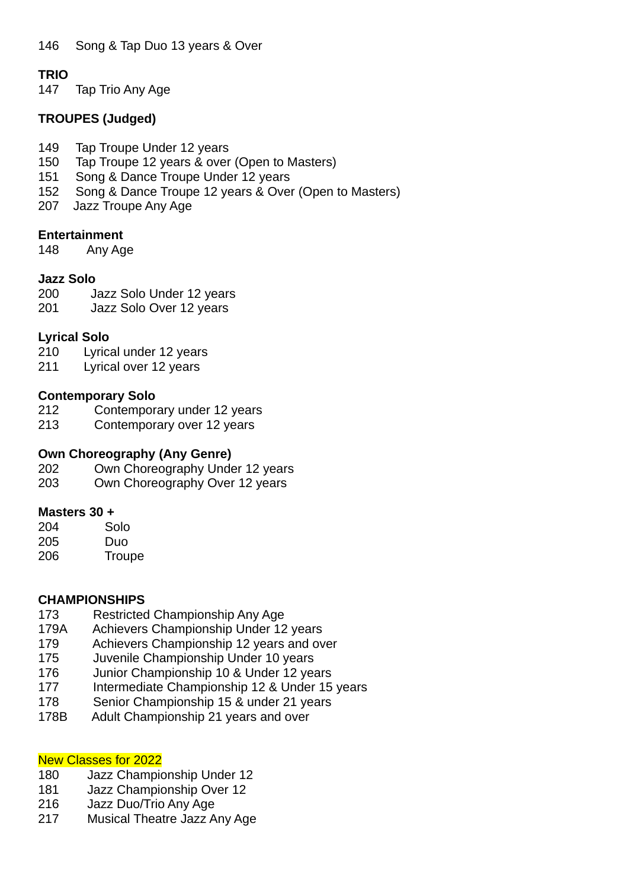146 Song & Tap Duo 13 years & Over

**TRIO**

147 Tap Trio Any Age

**TROUPES (Judged)**

149 Tap Troupe Under 12 years
150 Tap Troupe 12 years & over (Open to Masters)
151 Song & Dance Troupe Under 12 years
152 Song & Dance Troupe 12 years & Over (Open to Masters)
207 Jazz Troupe Any Age

**Entertainment**

148 Any Age

**Jazz Solo**

200 Jazz Solo Under 12 years
201 Jazz Solo Over 12 years

**Lyrical Solo**

210 Lyrical under 12 years
211 Lyrical over 12 years

**Contemporary Solo**

212 Contemporary under 12 years
213 Contemporary over 12 years

**Own Choreography (Any Genre)**

202 Own Choreography Under 12 years
203 Own Choreography Over 12 years

**Masters 30 +**

204 Solo
205 Duo
206 Troupe

**CHAMPIONSHIPS**

173 Restricted Championship Any Age
179A Achievers Championship Under 12 years
179 Achievers Championship 12 years and over
175 Juvenile Championship Under 10 years
176 Junior Championship 10 & Under 12 years
177 Intermediate Championship 12 & Under 15 years
178 Senior Championship 15 & under 21 years
178B Adult Championship 21 years and over

New Classes for 2022

180 Jazz Championship Under 12
181 Jazz Championship Over 12
216 Jazz Duo/Trio Any Age
217 Musical Theatre Jazz Any Age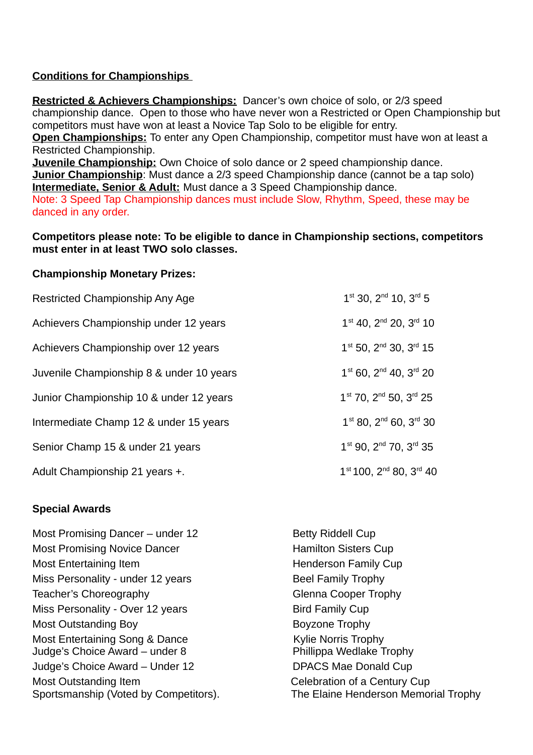## Conditions for Championships

**Restricted & Achievers Championships:** Dancer's own choice of solo, or 2/3 speed championship dance. Open to those who have never won a Restricted or Open Championship but competitors must have won at least a Novice Tap Solo to be eligible for entry.
**Open Championships:** To enter any Open Championship, competitor must have won at least a Restricted Championship.
**Juvenile Championship:** Own Choice of solo dance or 2 speed championship dance.
**Junior Championship**: Must dance a 2/3 speed Championship dance (cannot be a tap solo)
**Intermediate, Senior & Adult:** Must dance a 3 Speed Championship dance.
Note: 3 Speed Tap Championship dances must include Slow, Rhythm, Speed, these may be danced in any order.

**Competitors please note: To be eligible to dance in Championship sections, competitors must enter in at least TWO solo classes.**

**Championship Monetary Prizes:**

| | |
|---|---|
| Restricted Championship Any Age | 1st 30, 2nd 10, 3rd 5 |
| Achievers Championship under 12 years | 1st 40, 2nd 20, 3rd 10 |
| Achievers Championship over 12 years | 1st 50, 2nd 30, 3rd 15 |
| Juvenile Championship 8 & under 10 years | 1st 60, 2nd 40, 3rd 20 |
| Junior Championship 10 & under 12 years | 1st 70, 2nd 50, 3rd 25 |
| Intermediate Champ 12 & under 15 years | 1st 80, 2nd 60, 3rd 30 |
| Senior Champ 15 & under 21 years | 1st 90, 2nd 70, 3rd 35 |
| Adult Championship 21 years +. | 1st 100, 2nd 80, 3rd 40 |

**Special Awards**

| | |
|---|---|
| Most Promising Dancer – under 12 | Betty Riddell Cup |
| Most Promising Novice Dancer | Hamilton Sisters Cup |
| Most Entertaining Item | Henderson Family Cup |
| Miss Personality - under 12 years | Beel Family Trophy |
| Teacher's Choreography | Glenna Cooper Trophy |
| Miss Personality - Over 12 years | Bird Family Cup |
| Most Outstanding Boy | Boyzone Trophy |
| Most Entertaining Song & Dance | Kylie Norris Trophy |
| Judge's Choice Award – under 8 | Phillippa Wedlake Trophy |
| Judge's Choice Award – Under 12 | DPACS Mae Donald Cup |
| Most Outstanding Item | Celebration of a Century Cup |
| Sportsmanship (Voted by Competitors). | The Elaine Henderson Memorial Trophy |